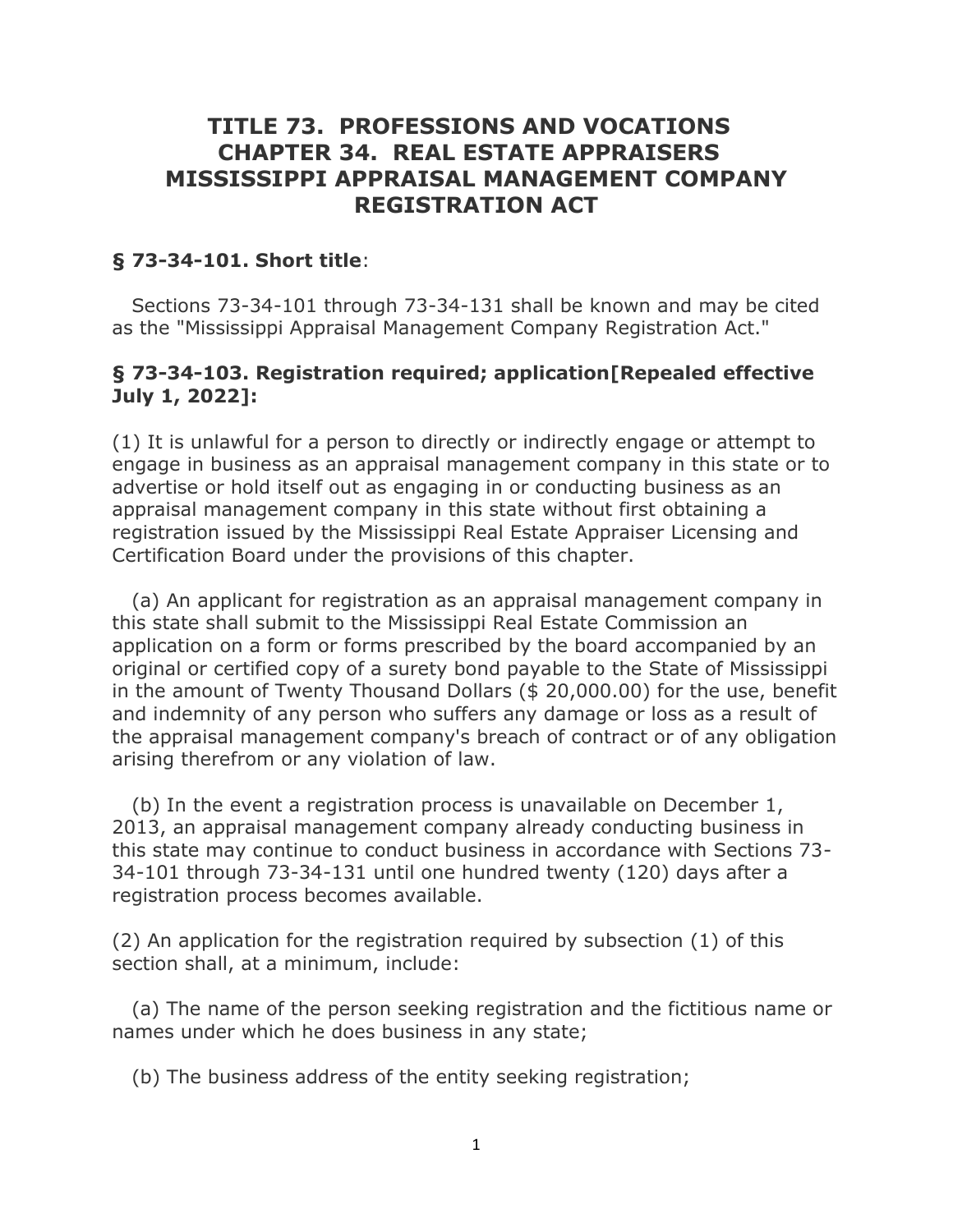# TITLE 73. PROFESSIONS AND VOCATIONS CHAPTER 34. REAL ESTATE APPRAISERS MISSISSIPPI APPRAISAL MANAGEMENT COMPANY REGISTRATION ACT

### § 73-34-101. Short title:

Sections 73-34-101 through 73-34-131 shall be known and may be cited as the "Mississippi Appraisal Management Company Registration Act."

### § 73-34-103. Registration required; application[Repealed effective July 1, 2022]:

(1) It is unlawful for a person to directly or indirectly engage or attempt to engage in business as an appraisal management company in this state or to advertise or hold itself out as engaging in or conducting business as an appraisal management company in this state without first obtaining a registration issued by the Mississippi Real Estate Appraiser Licensing and Certification Board under the provisions of this chapter.

(a) An applicant for registration as an appraisal management company in this state shall submit to the Mississippi Real Estate Commission an application on a form or forms prescribed by the board accompanied by an original or certified copy of a surety bond payable to the State of Mississippi in the amount of Twenty Thousand Dollars ($ 20,000.00) for the use, benefit and indemnity of any person who suffers any damage or loss as a result of the appraisal management company's breach of contract or of any obligation arising therefrom or any violation of law.

(b) In the event a registration process is unavailable on December 1, 2013, an appraisal management company already conducting business in this state may continue to conduct business in accordance with Sections 73-34-101 through 73-34-131 until one hundred twenty (120) days after a registration process becomes available.

(2) An application for the registration required by subsection (1) of this section shall, at a minimum, include:

(a) The name of the person seeking registration and the fictitious name or names under which he does business in any state;

(b) The business address of the entity seeking registration;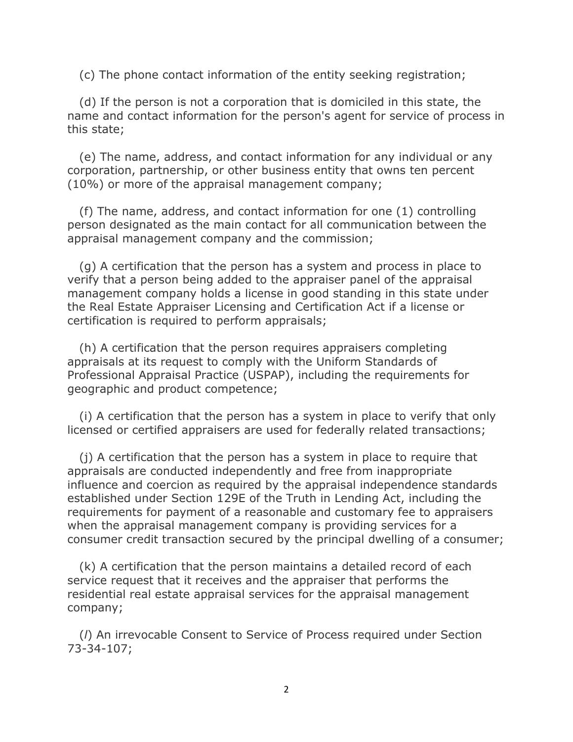(c) The phone contact information of the entity seeking registration;

(d) If the person is not a corporation that is domiciled in this state, the name and contact information for the person's agent for service of process in this state;

(e) The name, address, and contact information for any individual or any corporation, partnership, or other business entity that owns ten percent (10%) or more of the appraisal management company;

(f) The name, address, and contact information for one (1) controlling person designated as the main contact for all communication between the appraisal management company and the commission;

(g) A certification that the person has a system and process in place to verify that a person being added to the appraiser panel of the appraisal management company holds a license in good standing in this state under the Real Estate Appraiser Licensing and Certification Act if a license or certification is required to perform appraisals;

(h) A certification that the person requires appraisers completing appraisals at its request to comply with the Uniform Standards of Professional Appraisal Practice (USPAP), including the requirements for geographic and product competence;

(i) A certification that the person has a system in place to verify that only licensed or certified appraisers are used for federally related transactions;

(j) A certification that the person has a system in place to require that appraisals are conducted independently and free from inappropriate influence and coercion as required by the appraisal independence standards established under Section 129E of the Truth in Lending Act, including the requirements for payment of a reasonable and customary fee to appraisers when the appraisal management company is providing services for a consumer credit transaction secured by the principal dwelling of a consumer;

(k) A certification that the person maintains a detailed record of each service request that it receives and the appraiser that performs the residential real estate appraisal services for the appraisal management company;

(*l*) An irrevocable Consent to Service of Process required under Section 73-34-107;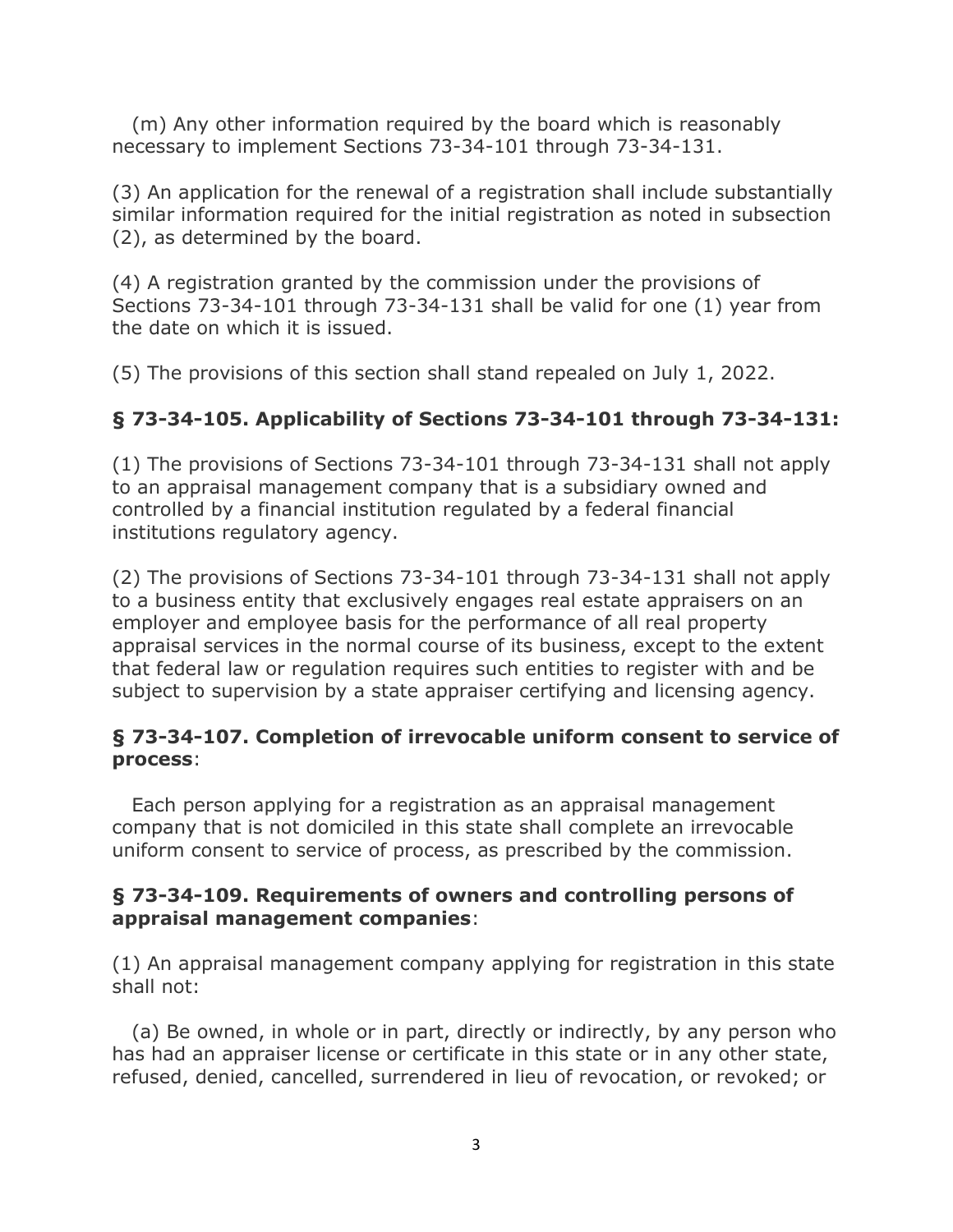(m) Any other information required by the board which is reasonably necessary to implement Sections 73-34-101 through 73-34-131.

(3) An application for the renewal of a registration shall include substantially similar information required for the initial registration as noted in subsection (2), as determined by the board.

(4) A registration granted by the commission under the provisions of Sections 73-34-101 through 73-34-131 shall be valid for one (1) year from the date on which it is issued.

(5) The provisions of this section shall stand repealed on July 1, 2022.

**§ 73-34-105. Applicability of Sections 73-34-101 through 73-34-131:**

(1) The provisions of Sections 73-34-101 through 73-34-131 shall not apply to an appraisal management company that is a subsidiary owned and controlled by a financial institution regulated by a federal financial institutions regulatory agency.

(2) The provisions of Sections 73-34-101 through 73-34-131 shall not apply to a business entity that exclusively engages real estate appraisers on an employer and employee basis for the performance of all real property appraisal services in the normal course of its business, except to the extent that federal law or regulation requires such entities to register with and be subject to supervision by a state appraiser certifying and licensing agency.

**§ 73-34-107. Completion of irrevocable uniform consent to service of process**:

Each person applying for a registration as an appraisal management company that is not domiciled in this state shall complete an irrevocable uniform consent to service of process, as prescribed by the commission.

**§ 73-34-109. Requirements of owners and controlling persons of appraisal management companies**:

(1) An appraisal management company applying for registration in this state shall not:

(a) Be owned, in whole or in part, directly or indirectly, by any person who has had an appraiser license or certificate in this state or in any other state, refused, denied, cancelled, surrendered in lieu of revocation, or revoked; or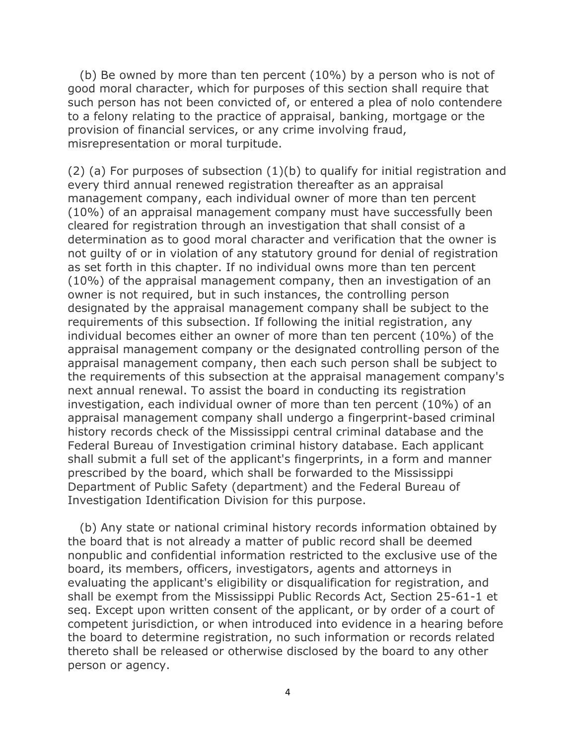(b) Be owned by more than ten percent (10%) by a person who is not of good moral character, which for purposes of this section shall require that such person has not been convicted of, or entered a plea of nolo contendere to a felony relating to the practice of appraisal, banking, mortgage or the provision of financial services, or any crime involving fraud, misrepresentation or moral turpitude.

(2) (a) For purposes of subsection (1)(b) to qualify for initial registration and every third annual renewed registration thereafter as an appraisal management company, each individual owner of more than ten percent (10%) of an appraisal management company must have successfully been cleared for registration through an investigation that shall consist of a determination as to good moral character and verification that the owner is not guilty of or in violation of any statutory ground for denial of registration as set forth in this chapter. If no individual owns more than ten percent (10%) of the appraisal management company, then an investigation of an owner is not required, but in such instances, the controlling person designated by the appraisal management company shall be subject to the requirements of this subsection. If following the initial registration, any individual becomes either an owner of more than ten percent (10%) of the appraisal management company or the designated controlling person of the appraisal management company, then each such person shall be subject to the requirements of this subsection at the appraisal management company's next annual renewal. To assist the board in conducting its registration investigation, each individual owner of more than ten percent (10%) of an appraisal management company shall undergo a fingerprint-based criminal history records check of the Mississippi central criminal database and the Federal Bureau of Investigation criminal history database. Each applicant shall submit a full set of the applicant's fingerprints, in a form and manner prescribed by the board, which shall be forwarded to the Mississippi Department of Public Safety (department) and the Federal Bureau of Investigation Identification Division for this purpose.

(b) Any state or national criminal history records information obtained by the board that is not already a matter of public record shall be deemed nonpublic and confidential information restricted to the exclusive use of the board, its members, officers, investigators, agents and attorneys in evaluating the applicant's eligibility or disqualification for registration, and shall be exempt from the Mississippi Public Records Act, Section 25-61-1 et seq. Except upon written consent of the applicant, or by order of a court of competent jurisdiction, or when introduced into evidence in a hearing before the board to determine registration, no such information or records related thereto shall be released or otherwise disclosed by the board to any other person or agency.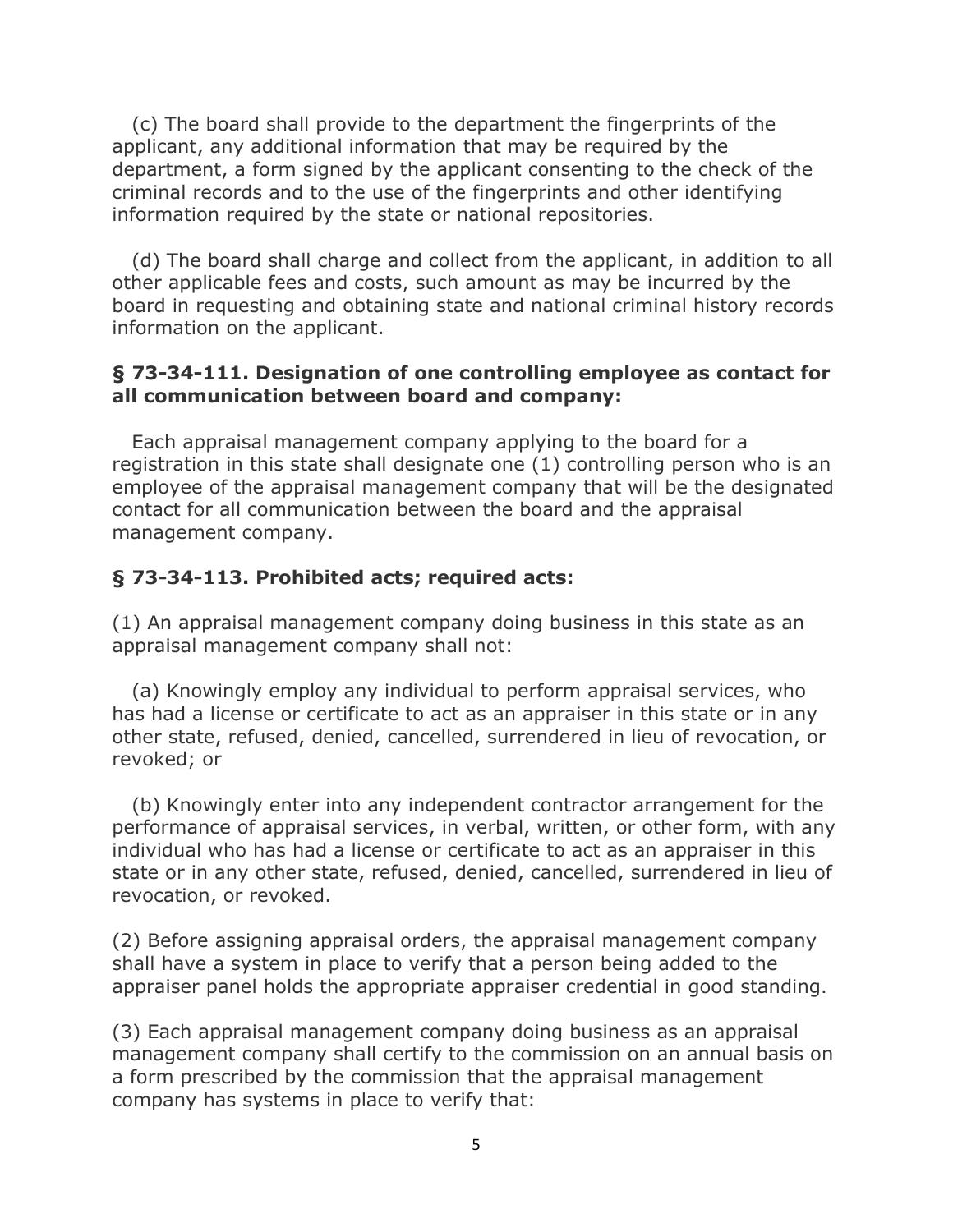(c) The board shall provide to the department the fingerprints of the applicant, any additional information that may be required by the department, a form signed by the applicant consenting to the check of the criminal records and to the use of the fingerprints and other identifying information required by the state or national repositories.

(d) The board shall charge and collect from the applicant, in addition to all other applicable fees and costs, such amount as may be incurred by the board in requesting and obtaining state and national criminal history records information on the applicant.

### § 73-34-111. Designation of one controlling employee as contact for all communication between board and company:

Each appraisal management company applying to the board for a registration in this state shall designate one (1) controlling person who is an employee of the appraisal management company that will be the designated contact for all communication between the board and the appraisal management company.

### § 73-34-113. Prohibited acts; required acts:

(1) An appraisal management company doing business in this state as an appraisal management company shall not:

(a) Knowingly employ any individual to perform appraisal services, who has had a license or certificate to act as an appraiser in this state or in any other state, refused, denied, cancelled, surrendered in lieu of revocation, or revoked; or

(b) Knowingly enter into any independent contractor arrangement for the performance of appraisal services, in verbal, written, or other form, with any individual who has had a license or certificate to act as an appraiser in this state or in any other state, refused, denied, cancelled, surrendered in lieu of revocation, or revoked.

(2) Before assigning appraisal orders, the appraisal management company shall have a system in place to verify that a person being added to the appraiser panel holds the appropriate appraiser credential in good standing.

(3) Each appraisal management company doing business as an appraisal management company shall certify to the commission on an annual basis on a form prescribed by the commission that the appraisal management company has systems in place to verify that: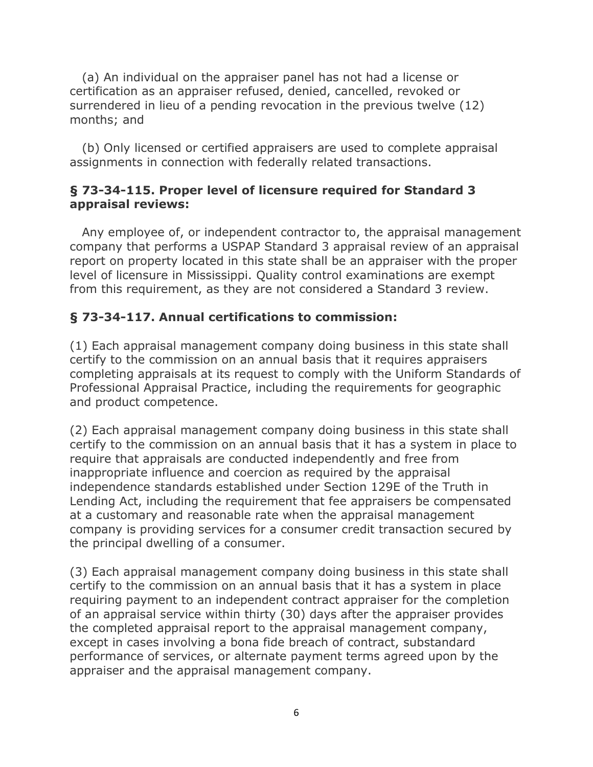(a) An individual on the appraiser panel has not had a license or certification as an appraiser refused, denied, cancelled, revoked or surrendered in lieu of a pending revocation in the previous twelve (12) months; and

(b) Only licensed or certified appraisers are used to complete appraisal assignments in connection with federally related transactions.

### § 73-34-115. Proper level of licensure required for Standard 3 appraisal reviews:

Any employee of, or independent contractor to, the appraisal management company that performs a USPAP Standard 3 appraisal review of an appraisal report on property located in this state shall be an appraiser with the proper level of licensure in Mississippi. Quality control examinations are exempt from this requirement, as they are not considered a Standard 3 review.

### § 73-34-117. Annual certifications to commission:

(1) Each appraisal management company doing business in this state shall certify to the commission on an annual basis that it requires appraisers completing appraisals at its request to comply with the Uniform Standards of Professional Appraisal Practice, including the requirements for geographic and product competence.

(2) Each appraisal management company doing business in this state shall certify to the commission on an annual basis that it has a system in place to require that appraisals are conducted independently and free from inappropriate influence and coercion as required by the appraisal independence standards established under Section 129E of the Truth in Lending Act, including the requirement that fee appraisers be compensated at a customary and reasonable rate when the appraisal management company is providing services for a consumer credit transaction secured by the principal dwelling of a consumer.

(3) Each appraisal management company doing business in this state shall certify to the commission on an annual basis that it has a system in place requiring payment to an independent contract appraiser for the completion of an appraisal service within thirty (30) days after the appraiser provides the completed appraisal report to the appraisal management company, except in cases involving a bona fide breach of contract, substandard performance of services, or alternate payment terms agreed upon by the appraiser and the appraisal management company.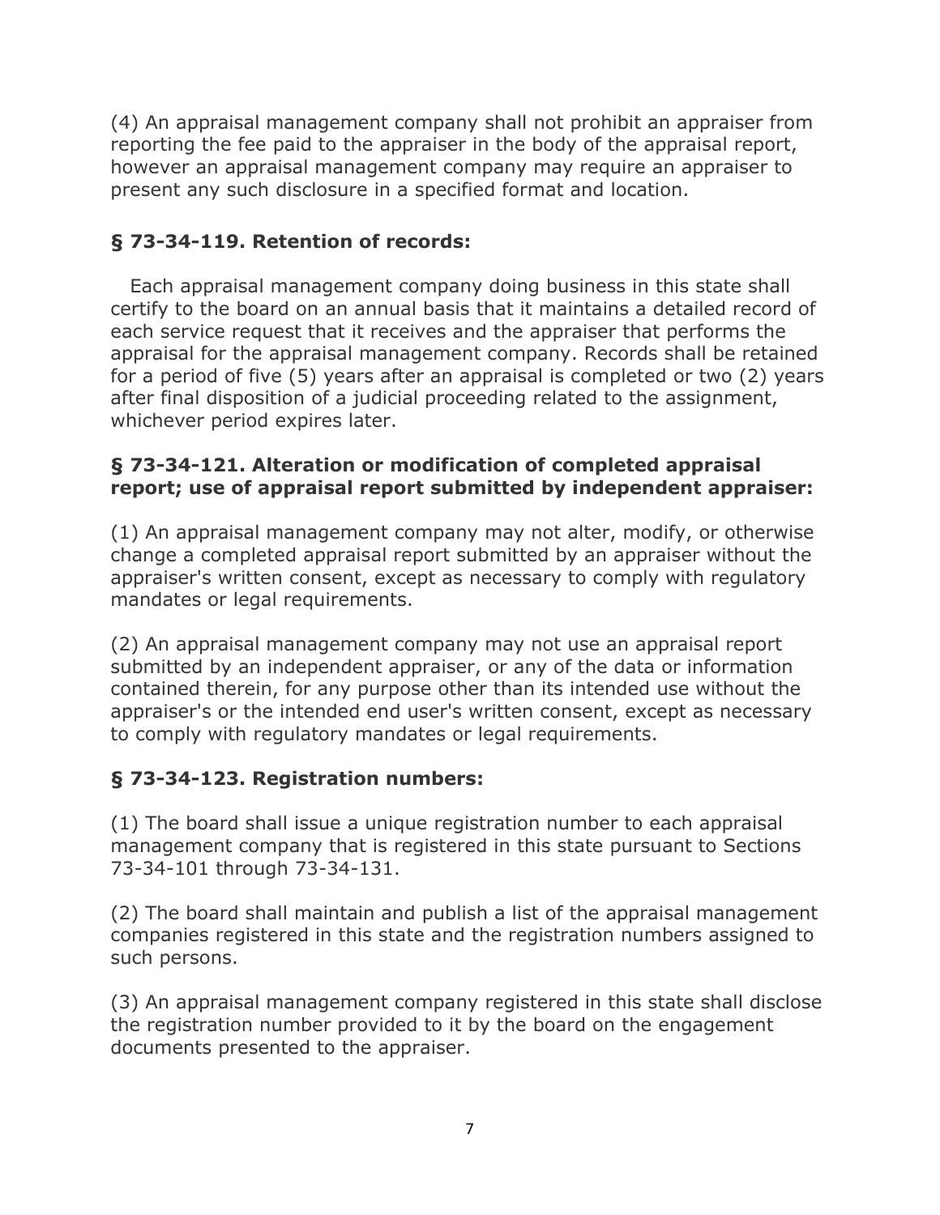(4) An appraisal management company shall not prohibit an appraiser from reporting the fee paid to the appraiser in the body of the appraisal report, however an appraisal management company may require an appraiser to present any such disclosure in a specified format and location.

### § 73-34-119. Retention of records:

Each appraisal management company doing business in this state shall certify to the board on an annual basis that it maintains a detailed record of each service request that it receives and the appraiser that performs the appraisal for the appraisal management company. Records shall be retained for a period of five (5) years after an appraisal is completed or two (2) years after final disposition of a judicial proceeding related to the assignment, whichever period expires later.

### § 73-34-121. Alteration or modification of completed appraisal report; use of appraisal report submitted by independent appraiser:

(1) An appraisal management company may not alter, modify, or otherwise change a completed appraisal report submitted by an appraiser without the appraiser's written consent, except as necessary to comply with regulatory mandates or legal requirements.

(2) An appraisal management company may not use an appraisal report submitted by an independent appraiser, or any of the data or information contained therein, for any purpose other than its intended use without the appraiser's or the intended end user's written consent, except as necessary to comply with regulatory mandates or legal requirements.

### § 73-34-123. Registration numbers:

(1) The board shall issue a unique registration number to each appraisal management company that is registered in this state pursuant to Sections 73-34-101 through 73-34-131.

(2) The board shall maintain and publish a list of the appraisal management companies registered in this state and the registration numbers assigned to such persons.

(3) An appraisal management company registered in this state shall disclose the registration number provided to it by the board on the engagement documents presented to the appraiser.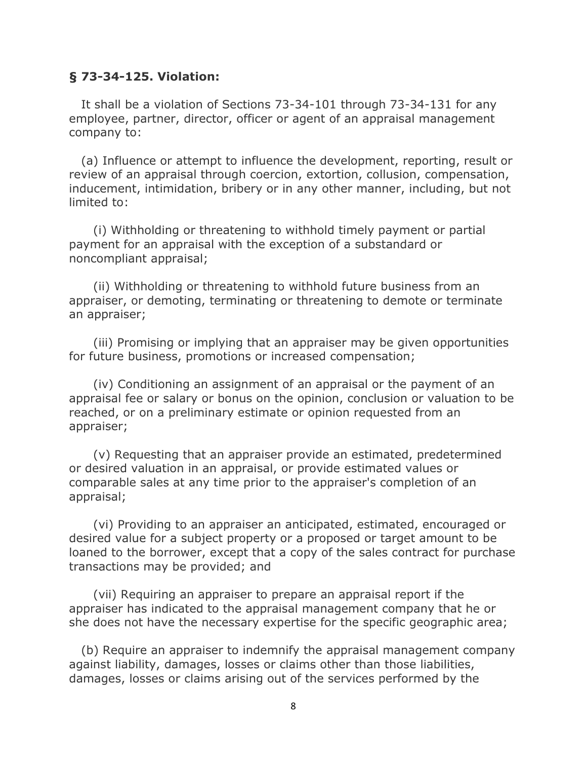**§ 73-34-125. Violation:**

It shall be a violation of Sections 73-34-101 through 73-34-131 for any employee, partner, director, officer or agent of an appraisal management company to:

(a) Influence or attempt to influence the development, reporting, result or review of an appraisal through coercion, extortion, collusion, compensation, inducement, intimidation, bribery or in any other manner, including, but not limited to:

(i) Withholding or threatening to withhold timely payment or partial payment for an appraisal with the exception of a substandard or noncompliant appraisal;

(ii) Withholding or threatening to withhold future business from an appraiser, or demoting, terminating or threatening to demote or terminate an appraiser;

(iii) Promising or implying that an appraiser may be given opportunities for future business, promotions or increased compensation;

(iv) Conditioning an assignment of an appraisal or the payment of an appraisal fee or salary or bonus on the opinion, conclusion or valuation to be reached, or on a preliminary estimate or opinion requested from an appraiser;

(v) Requesting that an appraiser provide an estimated, predetermined or desired valuation in an appraisal, or provide estimated values or comparable sales at any time prior to the appraiser's completion of an appraisal;

(vi) Providing to an appraiser an anticipated, estimated, encouraged or desired value for a subject property or a proposed or target amount to be loaned to the borrower, except that a copy of the sales contract for purchase transactions may be provided; and

(vii) Requiring an appraiser to prepare an appraisal report if the appraiser has indicated to the appraisal management company that he or she does not have the necessary expertise for the specific geographic area;

(b) Require an appraiser to indemnify the appraisal management company against liability, damages, losses or claims other than those liabilities, damages, losses or claims arising out of the services performed by the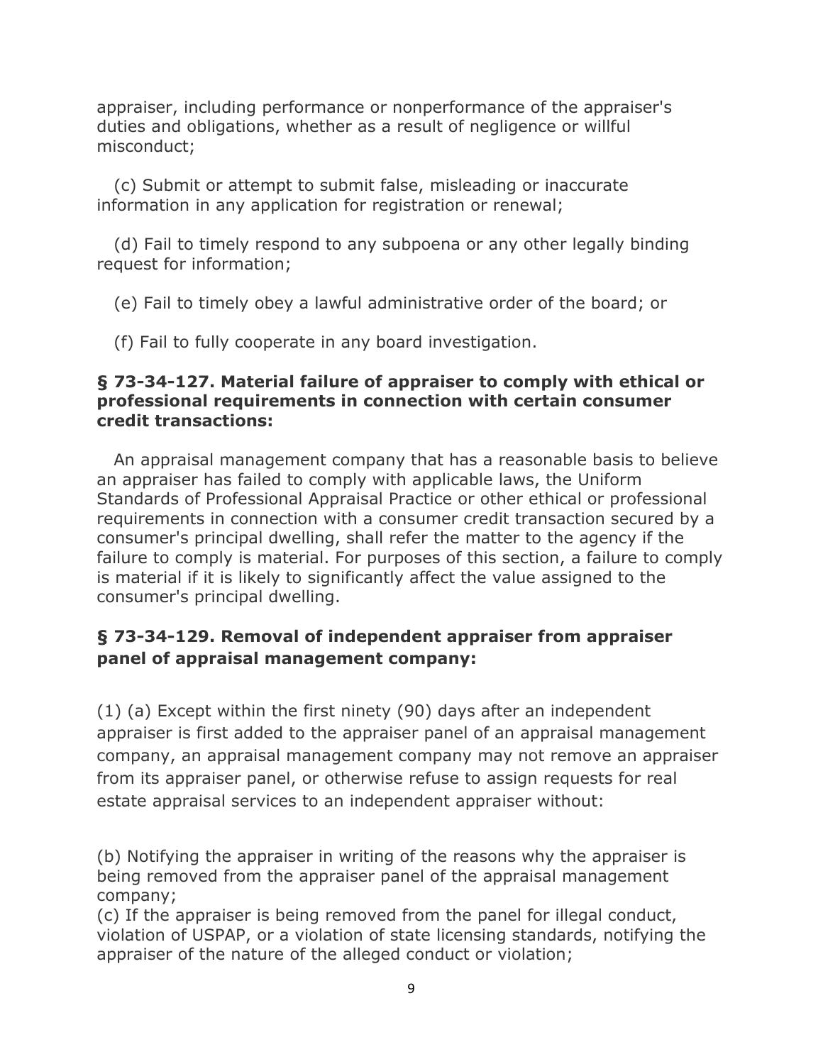appraiser, including performance or nonperformance of the appraiser's duties and obligations, whether as a result of negligence or willful misconduct;

(c) Submit or attempt to submit false, misleading or inaccurate information in any application for registration or renewal;

(d) Fail to timely respond to any subpoena or any other legally binding request for information;

(e) Fail to timely obey a lawful administrative order of the board; or

(f) Fail to fully cooperate in any board investigation.

**§ 73-34-127. Material failure of appraiser to comply with ethical or professional requirements in connection with certain consumer credit transactions:**

An appraisal management company that has a reasonable basis to believe an appraiser has failed to comply with applicable laws, the Uniform Standards of Professional Appraisal Practice or other ethical or professional requirements in connection with a consumer credit transaction secured by a consumer's principal dwelling, shall refer the matter to the agency if the failure to comply is material. For purposes of this section, a failure to comply is material if it is likely to significantly affect the value assigned to the consumer's principal dwelling.

**§ 73-34-129. Removal of independent appraiser from appraiser panel of appraisal management company:**

(1) (a) Except within the first ninety (90) days after an independent appraiser is first added to the appraiser panel of an appraisal management company, an appraisal management company may not remove an appraiser from its appraiser panel, or otherwise refuse to assign requests for real estate appraisal services to an independent appraiser without:

(b) Notifying the appraiser in writing of the reasons why the appraiser is being removed from the appraiser panel of the appraisal management company;
(c) If the appraiser is being removed from the panel for illegal conduct, violation of USPAP, or a violation of state licensing standards, notifying the appraiser of the nature of the alleged conduct or violation;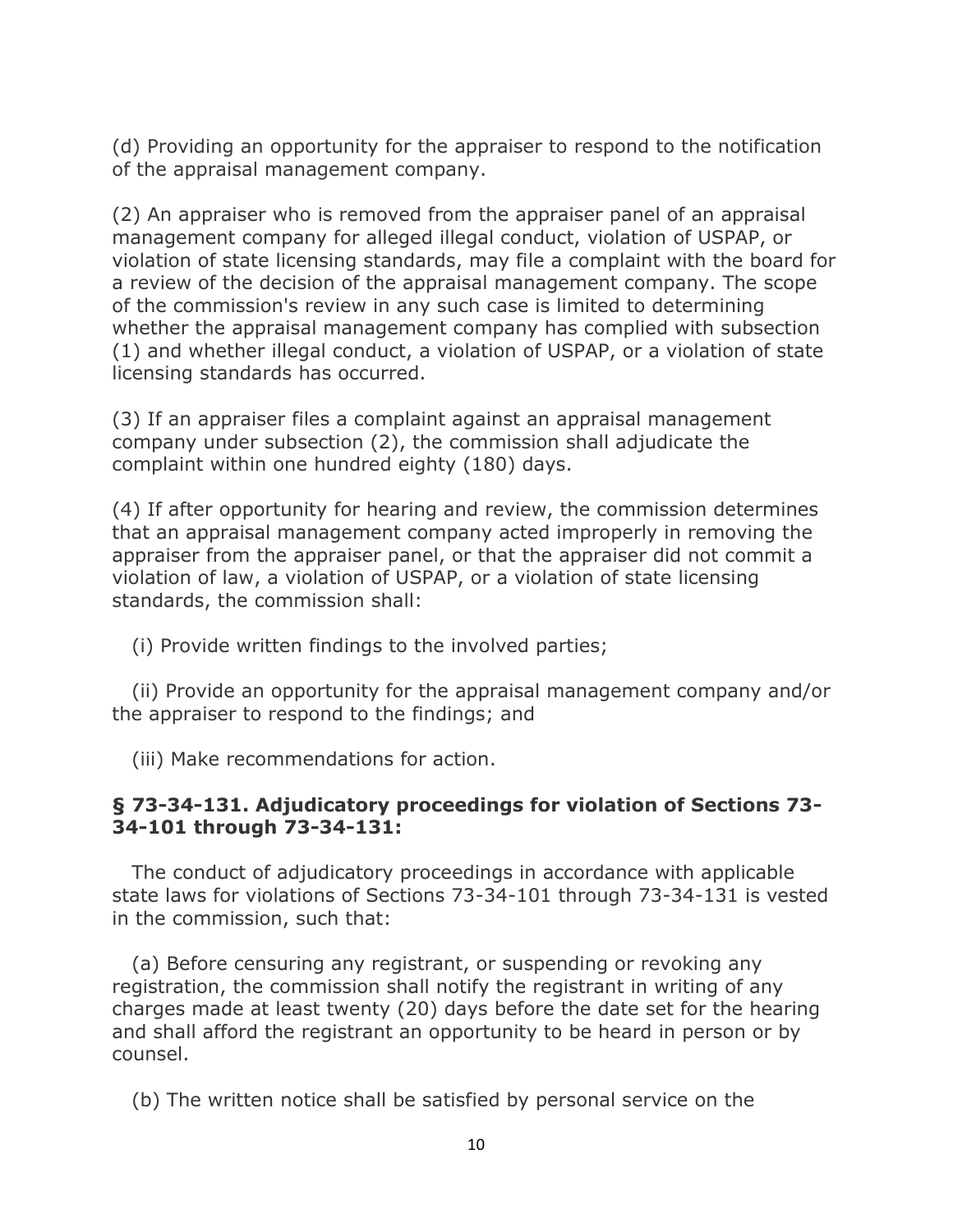(d) Providing an opportunity for the appraiser to respond to the notification of the appraisal management company.

(2) An appraiser who is removed from the appraiser panel of an appraisal management company for alleged illegal conduct, violation of USPAP, or violation of state licensing standards, may file a complaint with the board for a review of the decision of the appraisal management company. The scope of the commission's review in any such case is limited to determining whether the appraisal management company has complied with subsection (1) and whether illegal conduct, a violation of USPAP, or a violation of state licensing standards has occurred.

(3) If an appraiser files a complaint against an appraisal management company under subsection (2), the commission shall adjudicate the complaint within one hundred eighty (180) days.

(4) If after opportunity for hearing and review, the commission determines that an appraisal management company acted improperly in removing the appraiser from the appraiser panel, or that the appraiser did not commit a violation of law, a violation of USPAP, or a violation of state licensing standards, the commission shall:

(i) Provide written findings to the involved parties;

(ii) Provide an opportunity for the appraisal management company and/or the appraiser to respond to the findings; and

(iii) Make recommendations for action.

**§ 73-34-131. Adjudicatory proceedings for violation of Sections 73-34-101 through 73-34-131:**

The conduct of adjudicatory proceedings in accordance with applicable state laws for violations of Sections 73-34-101 through 73-34-131 is vested in the commission, such that:

(a) Before censuring any registrant, or suspending or revoking any registration, the commission shall notify the registrant in writing of any charges made at least twenty (20) days before the date set for the hearing and shall afford the registrant an opportunity to be heard in person or by counsel.

(b) The written notice shall be satisfied by personal service on the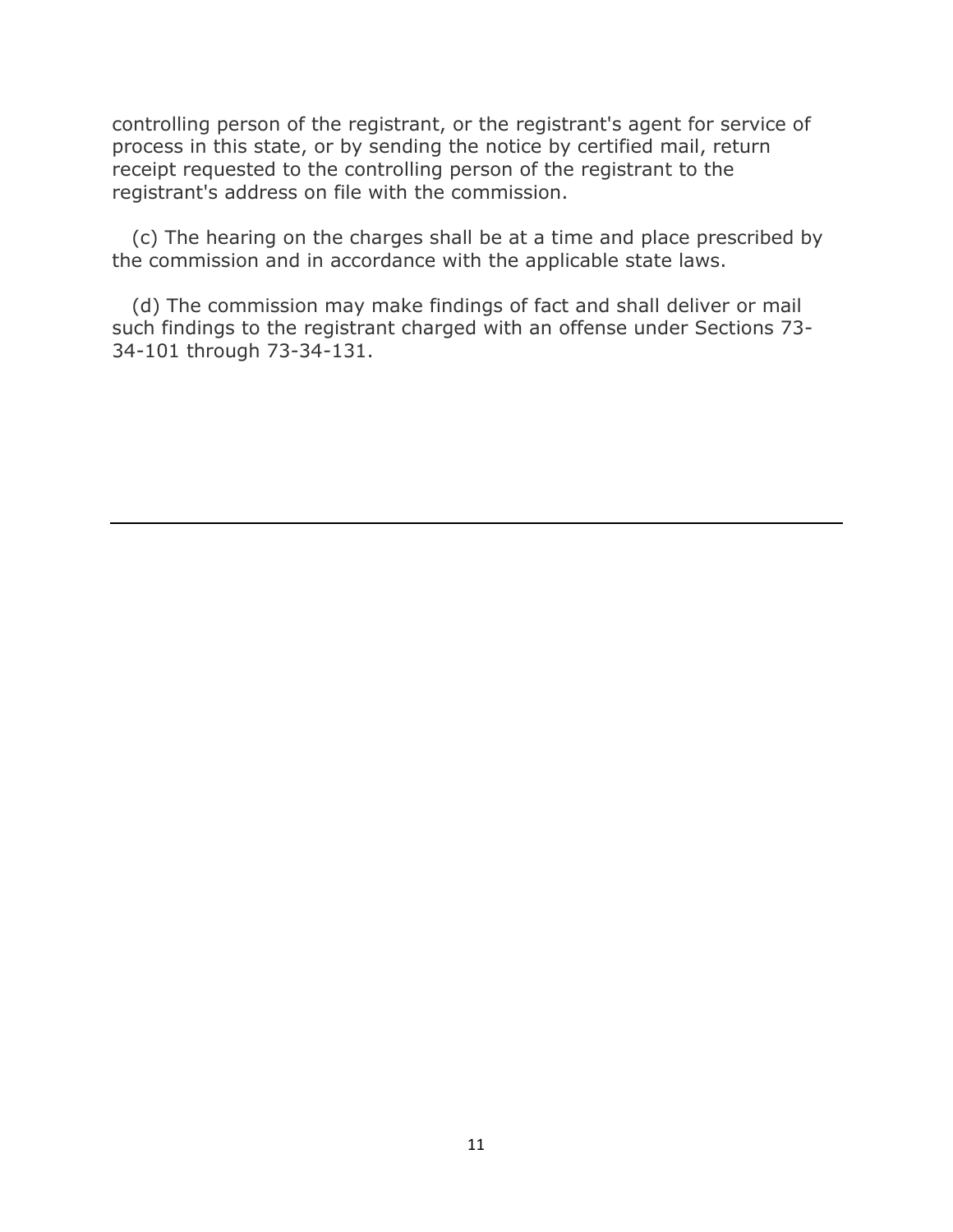controlling person of the registrant, or the registrant's agent for service of process in this state, or by sending the notice by certified mail, return receipt requested to the controlling person of the registrant to the registrant's address on file with the commission.

(c) The hearing on the charges shall be at a time and place prescribed by the commission and in accordance with the applicable state laws.

(d) The commission may make findings of fact and shall deliver or mail such findings to the registrant charged with an offense under Sections 73-34-101 through 73-34-131.